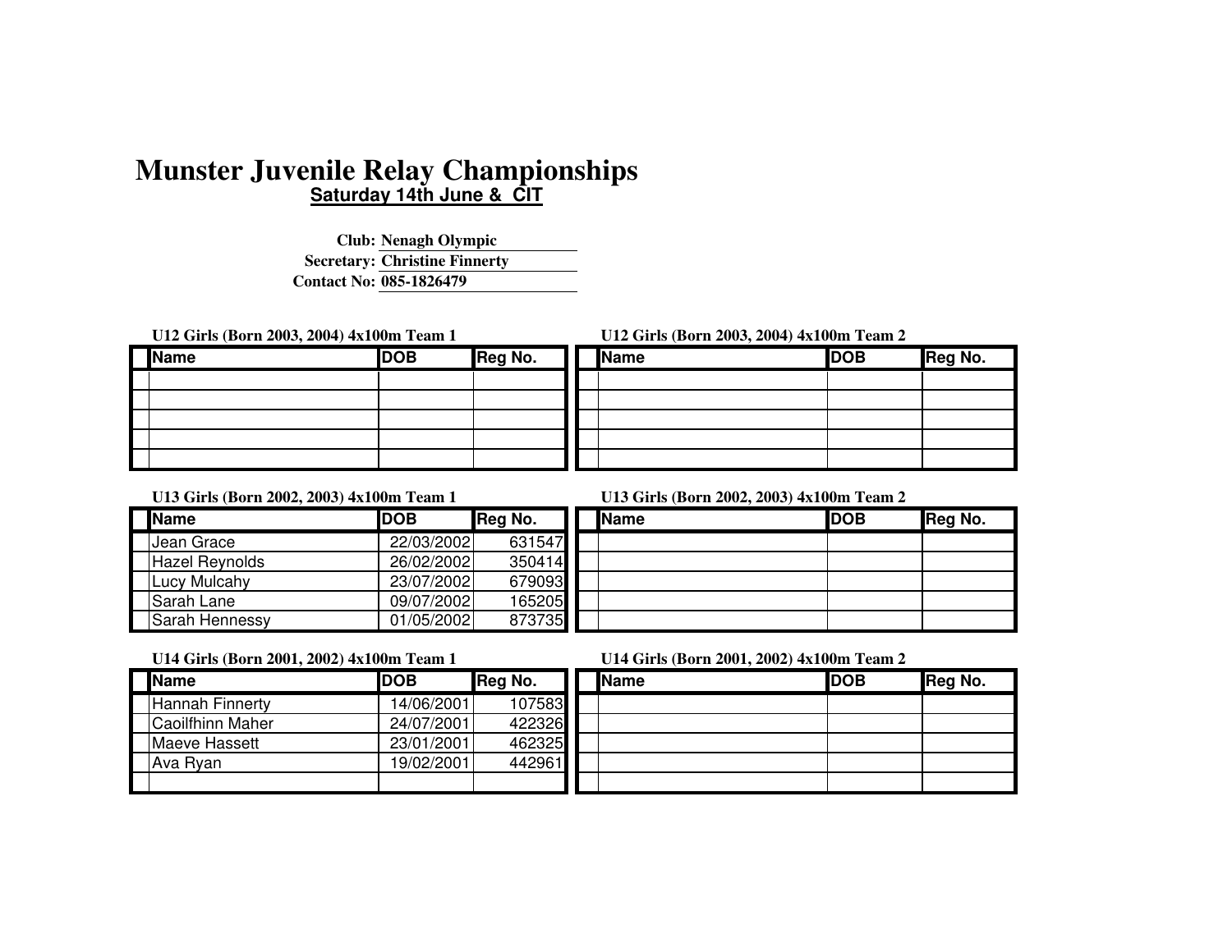# Munster Juvenile Relay Championships

**Saturday 14th June & CIT**

**Club:** Nenagh Olympic
**Secretary:** Christine Finnerty
**Contact No:** 085-1826479

**U12 Girls (Born 2003, 2004) 4x100m Team 1**

| | Name | DOB | Reg No. |
|---|---|---|---|
| | | | |
| | | | |
| | | | |
| | | | |
| | | | |

**U12 Girls (Born 2003, 2004) 4x100m Team 2**

| | Name | DOB | Reg No. |
|---|---|---|---|
| | | | |
| | | | |
| | | | |
| | | | |
| | | | |

**U13 Girls (Born 2002, 2003) 4x100m Team 1**

| | Name | DOB | Reg No. |
|---|---|---|---|
| | Jean Grace | 22/03/2002 | 631547 |
| | Hazel Reynolds | 26/02/2002 | 350414 |
| | Lucy Mulcahy | 23/07/2002 | 679093 |
| | Sarah Lane | 09/07/2002 | 165205 |
| | Sarah Hennessy | 01/05/2002 | 873735 |

**U13 Girls (Born 2002, 2003) 4x100m Team 2**

| | Name | DOB | Reg No. |
|---|---|---|---|
| | | | |
| | | | |
| | | | |
| | | | |
| | | | |

**U14 Girls (Born 2001, 2002) 4x100m Team 1**

| | Name | DOB | Reg No. |
|---|---|---|---|
| | Hannah Finnerty | 14/06/2001 | 107583 |
| | Caoilfhinn Maher | 24/07/2001 | 422326 |
| | Maeve Hassett | 23/01/2001 | 462325 |
| | Ava Ryan | 19/02/2001 | 442961 |
| | | | |

**U14 Girls (Born 2001, 2002) 4x100m Team 2**

| | Name | DOB | Reg No. |
|---|---|---|---|
| | | | |
| | | | |
| | | | |
| | | | |
| | | | |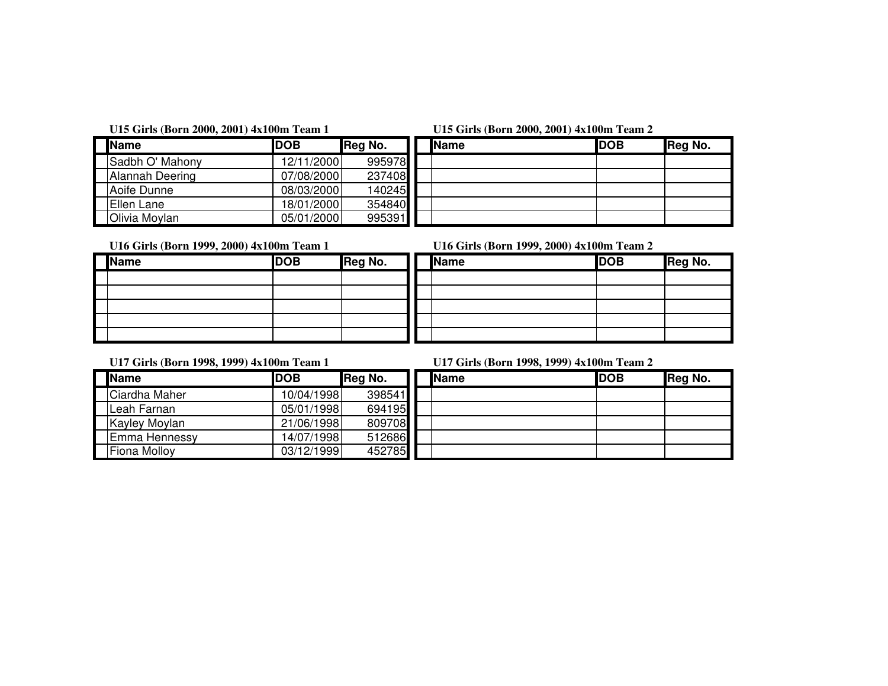**U15 Girls (Born 2000, 2001) 4x100m Team 1**

| | Name | DOB | Reg No. |
|---|---|---|---|
| | Sadbh O' Mahony | 12/11/2000 | 995978 |
| | Alannah Deering | 07/08/2000 | 237408 |
| | Aoife Dunne | 08/03/2000 | 140245 |
| | Ellen Lane | 18/01/2000 | 354840 |
| | Olivia Moylan | 05/01/2000 | 995391 |

**U15 Girls (Born 2000, 2001) 4x100m Team 2**

| | Name | DOB | Reg No. |
|---|---|---|---|
| | | | |
| | | | |
| | | | |
| | | | |
| | | | |

**U16 Girls (Born 1999, 2000) 4x100m Team 1**

| | Name | DOB | Reg No. |
|---|---|---|---|
| | | | |
| | | | |
| | | | |
| | | | |
| | | | |

**U16 Girls (Born 1999, 2000) 4x100m Team 2**

| | Name | DOB | Reg No. |
|---|---|---|---|
| | | | |
| | | | |
| | | | |
| | | | |
| | | | |

**U17 Girls (Born 1998, 1999) 4x100m Team 1**

| | Name | DOB | Reg No. |
|---|---|---|---|
| | Ciardha Maher | 10/04/1998 | 398541 |
| | Leah Farnan | 05/01/1998 | 694195 |
| | Kayley Moylan | 21/06/1998 | 809708 |
| | Emma Hennessy | 14/07/1998 | 512686 |
| | Fiona Molloy | 03/12/1999 | 452785 |

**U17 Girls (Born 1998, 1999) 4x100m Team 2**

| | Name | DOB | Reg No. |
|---|---|---|---|
| | | | |
| | | | |
| | | | |
| | | | |
| | | | |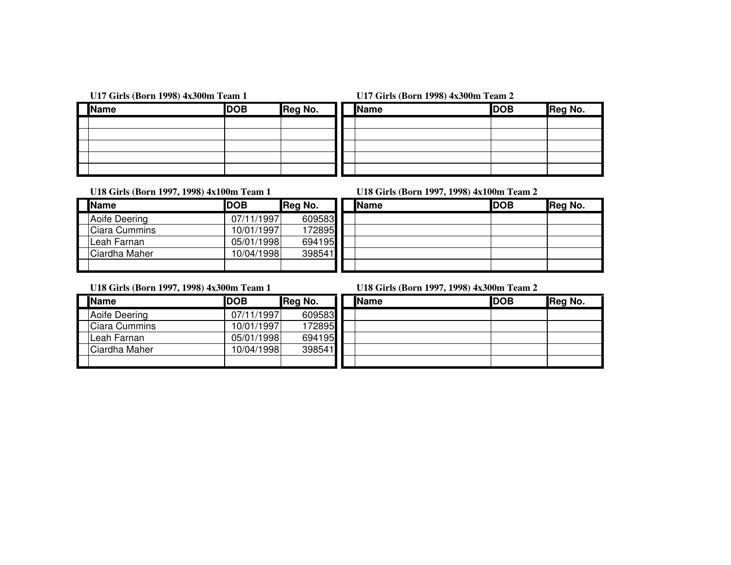**U17 Girls (Born 1998) 4x300m Team 1**

| | Name | DOB | Reg No. |
|---|---|---|---|
| | | | |
| | | | |
| | | | |
| | | | |
| | | | |

**U17 Girls (Born 1998) 4x300m Team 2**

| | Name | DOB | Reg No. |
|---|---|---|---|
| | | | |
| | | | |
| | | | |
| | | | |
| | | | |

**U18 Girls (Born 1997, 1998) 4x100m Team 1**

| | Name | DOB | Reg No. |
|---|---|---|---|
| | Aoife Deering | 07/11/1997 | 609583 |
| | Ciara Cummins | 10/01/1997 | 172895 |
| | Leah Farnan | 05/01/1998 | 694195 |
| | Ciardha Maher | 10/04/1998 | 398541 |
| | | | |

**U18 Girls (Born 1997, 1998) 4x100m Team 2**

| | Name | DOB | Reg No. |
|---|---|---|---|
| | | | |
| | | | |
| | | | |
| | | | |
| | | | |

**U18 Girls (Born 1997, 1998) 4x300m Team 1**

| | Name | DOB | Reg No. |
|---|---|---|---|
| | Aoife Deering | 07/11/1997 | 609583 |
| | Ciara Cummins | 10/01/1997 | 172895 |
| | Leah Farnan | 05/01/1998 | 694195 |
| | Ciardha Maher | 10/04/1998 | 398541 |
| | | | |

**U18 Girls (Born 1997, 1998) 4x300m Team 2**

| | Name | DOB | Reg No. |
|---|---|---|---|
| | | | |
| | | | |
| | | | |
| | | | |
| | | | |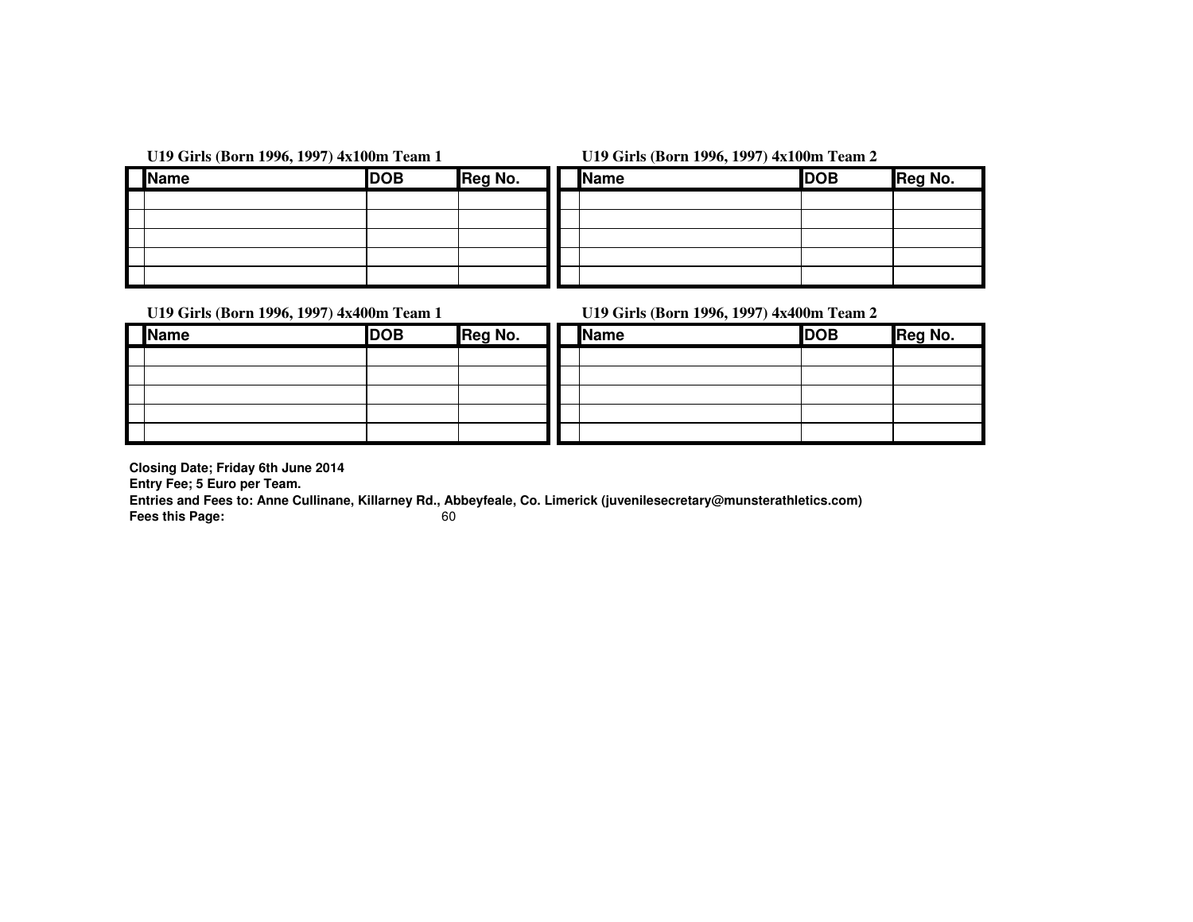**U19 Girls (Born 1996, 1997) 4x100m Team 1**

| | Name | DOB | Reg No. |
|---|---|---|---|
| | | | |
| | | | |
| | | | |
| | | | |
| | | | |

**U19 Girls (Born 1996, 1997) 4x100m Team 2**

| | Name | DOB | Reg No. |
|---|---|---|---|
| | | | |
| | | | |
| | | | |
| | | | |
| | | | |

**U19 Girls (Born 1996, 1997) 4x400m Team 1**

| | Name | DOB | Reg No. |
|---|---|---|---|
| | | | |
| | | | |
| | | | |
| | | | |
| | | | |

**U19 Girls (Born 1996, 1997) 4x400m Team 2**

| | Name | DOB | Reg No. |
|---|---|---|---|
| | | | |
| | | | |
| | | | |
| | | | |
| | | | |

**Closing Date; Friday 6th June 2014**
**Entry Fee; 5 Euro per Team.**
**Entries and Fees to: Anne Cullinane, Killarney Rd., Abbeyfeale, Co. Limerick (juvenilesecretary@munsterathletics.com)**
**Fees this Page:** 60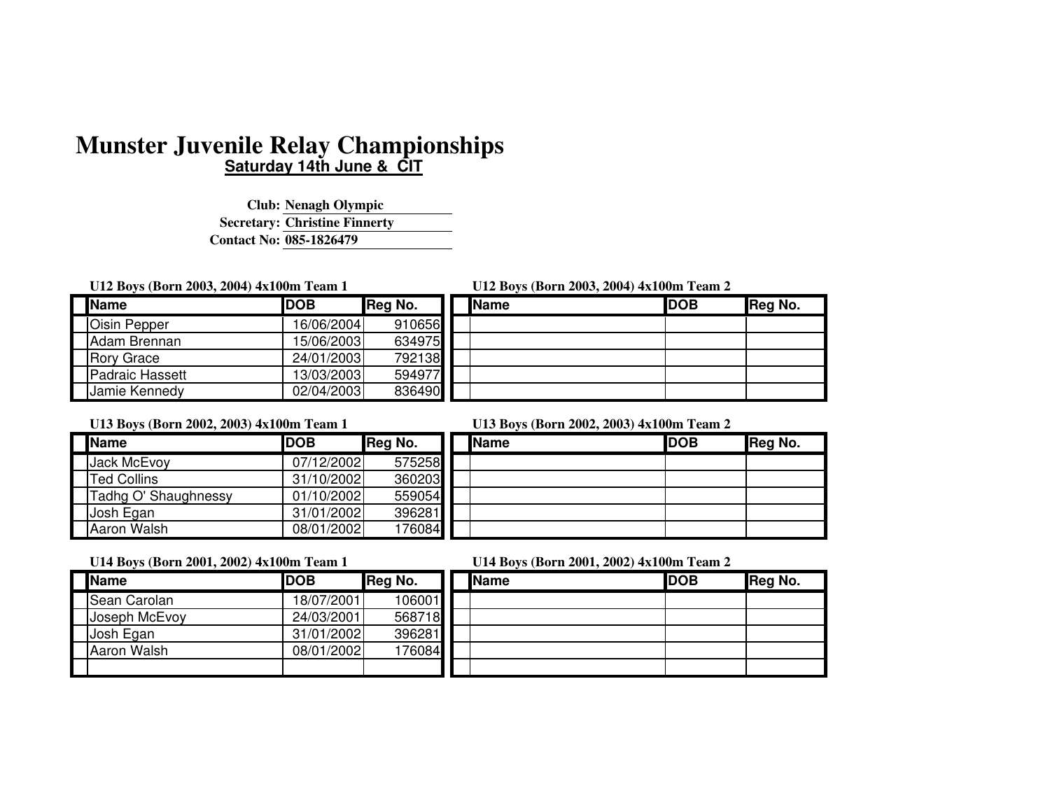# Munster Juvenile Relay Championships

**Saturday 14th June & CIT**

**Club:** Nenagh Olympic
**Secretary:** Christine Finnerty
**Contact No:** 085-1826479

**U12 Boys (Born 2003, 2004) 4x100m Team 1**

| Name | DOB | Reg No. |
|---|---|---|
| Oisin Pepper | 16/06/2004 | 910656 |
| Adam Brennan | 15/06/2003 | 634975 |
| Rory Grace | 24/01/2003 | 792138 |
| Padraic Hassett | 13/03/2003 | 594977 |
| Jamie Kennedy | 02/04/2003 | 836490 |

**U12 Boys (Born 2003, 2004) 4x100m Team 2**

| Name | DOB | Reg No. |
|---|---|---|
| | | |
| | | |
| | | |
| | | |
| | | |

**U13 Boys (Born 2002, 2003) 4x100m Team 1**

| Name | DOB | Reg No. |
|---|---|---|
| Jack McEvoy | 07/12/2002 | 575258 |
| Ted Collins | 31/10/2002 | 360203 |
| Tadhg O' Shaughnessy | 01/10/2002 | 559054 |
| Josh Egan | 31/01/2002 | 396281 |
| Aaron Walsh | 08/01/2002 | 176084 |

**U13 Boys (Born 2002, 2003) 4x100m Team 2**

| Name | DOB | Reg No. |
|---|---|---|
| | | |
| | | |
| | | |
| | | |
| | | |

**U14 Boys (Born 2001, 2002) 4x100m Team 1**

| Name | DOB | Reg No. |
|---|---|---|
| Sean Carolan | 18/07/2001 | 106001 |
| Joseph McEvoy | 24/03/2001 | 568718 |
| Josh Egan | 31/01/2002 | 396281 |
| Aaron Walsh | 08/01/2002 | 176084 |
| | | |

**U14 Boys (Born 2001, 2002) 4x100m Team 2**

| Name | DOB | Reg No. |
|---|---|---|
| | | |
| | | |
| | | |
| | | |
| | | |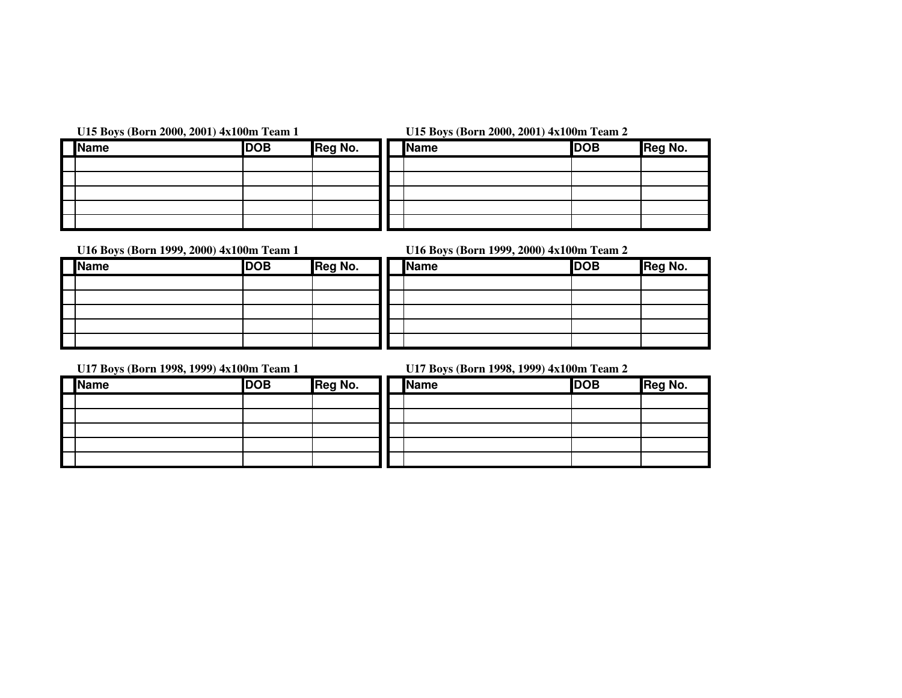**U15 Boys (Born 2000, 2001) 4x100m Team 1**

| | Name | DOB | Reg No. |
|---|---|---|---|
| | | | |
| | | | |
| | | | |
| | | | |
| | | | |

**U15 Boys (Born 2000, 2001) 4x100m Team 2**

| | Name | DOB | Reg No. |
|---|---|---|---|
| | | | |
| | | | |
| | | | |
| | | | |
| | | | |

**U16 Boys (Born 1999, 2000) 4x100m Team 1**

| | Name | DOB | Reg No. |
|---|---|---|---|
| | | | |
| | | | |
| | | | |
| | | | |
| | | | |

**U16 Boys (Born 1999, 2000) 4x100m Team 2**

| | Name | DOB | Reg No. |
|---|---|---|---|
| | | | |
| | | | |
| | | | |
| | | | |
| | | | |

**U17 Boys (Born 1998, 1999) 4x100m Team 1**

| | Name | DOB | Reg No. |
|---|---|---|---|
| | | | |
| | | | |
| | | | |
| | | | |
| | | | |

**U17 Boys (Born 1998, 1999) 4x100m Team 2**

| | Name | DOB | Reg No. |
|---|---|---|---|
| | | | |
| | | | |
| | | | |
| | | | |
| | | | |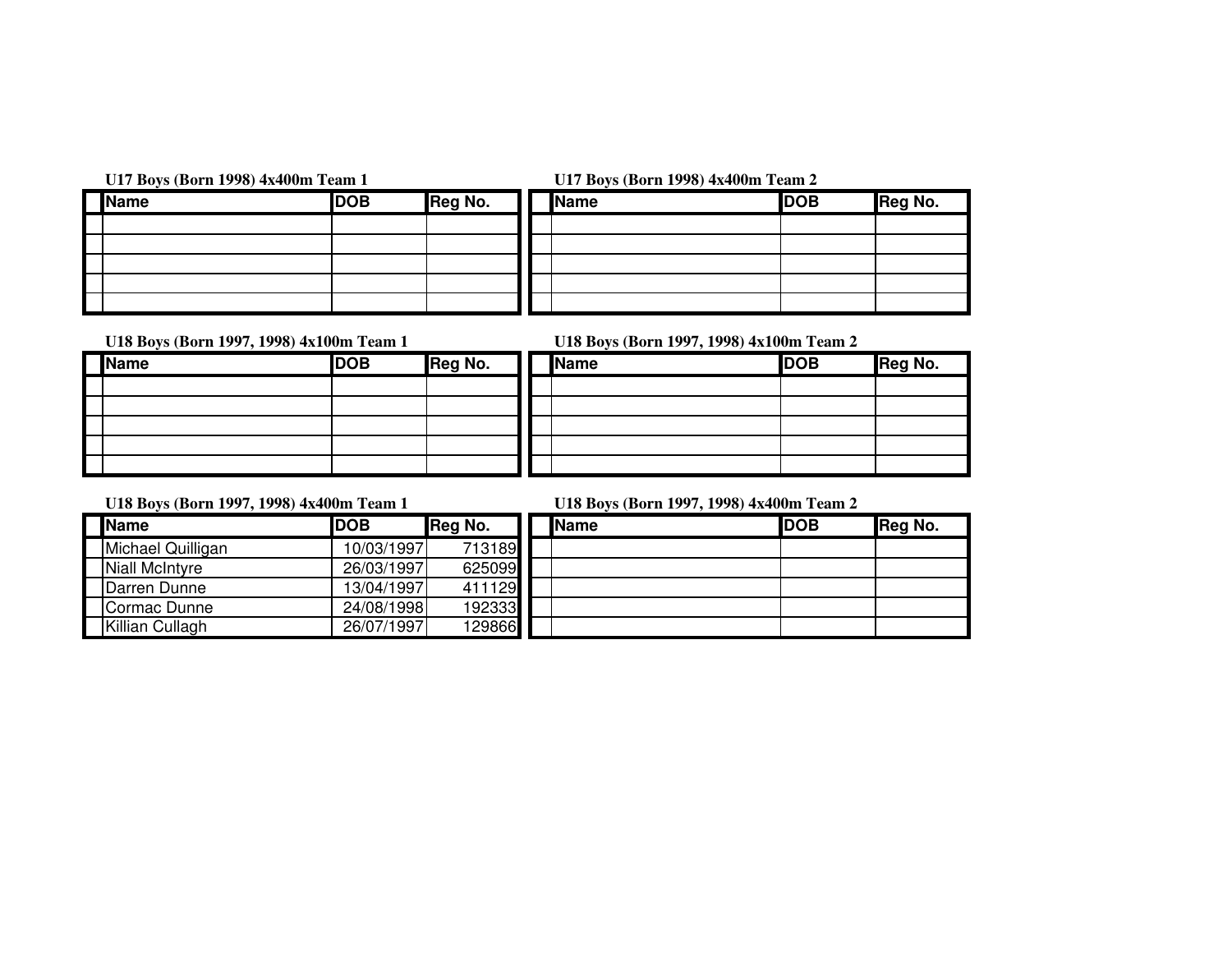**U17 Boys (Born 1998) 4x400m Team 1**

| | Name | DOB | Reg No. |
|---|---|---|---|
| | | | |
| | | | |
| | | | |
| | | | |
| | | | |

**U17 Boys (Born 1998) 4x400m Team 2**

| | Name | DOB | Reg No. |
|---|---|---|---|
| | | | |
| | | | |
| | | | |
| | | | |
| | | | |

**U18 Boys (Born 1997, 1998) 4x100m Team 1**

| | Name | DOB | Reg No. |
|---|---|---|---|
| | | | |
| | | | |
| | | | |
| | | | |
| | | | |

**U18 Boys (Born 1997, 1998) 4x100m Team 2**

| | Name | DOB | Reg No. |
|---|---|---|---|
| | | | |
| | | | |
| | | | |
| | | | |
| | | | |

**U18 Boys (Born 1997, 1998) 4x400m Team 1**

| | Name | DOB | Reg No. |
|---|---|---|---|
| | Michael Quilligan | 10/03/1997 | 713189 |
| | Niall McIntyre | 26/03/1997 | 625099 |
| | Darren Dunne | 13/04/1997 | 411129 |
| | Cormac Dunne | 24/08/1998 | 192333 |
| | Killian Cullagh | 26/07/1997 | 129866 |

**U18 Boys (Born 1997, 1998) 4x400m Team 2**

| | Name | DOB | Reg No. |
|---|---|---|---|
| | | | |
| | | | |
| | | | |
| | | | |
| | | | |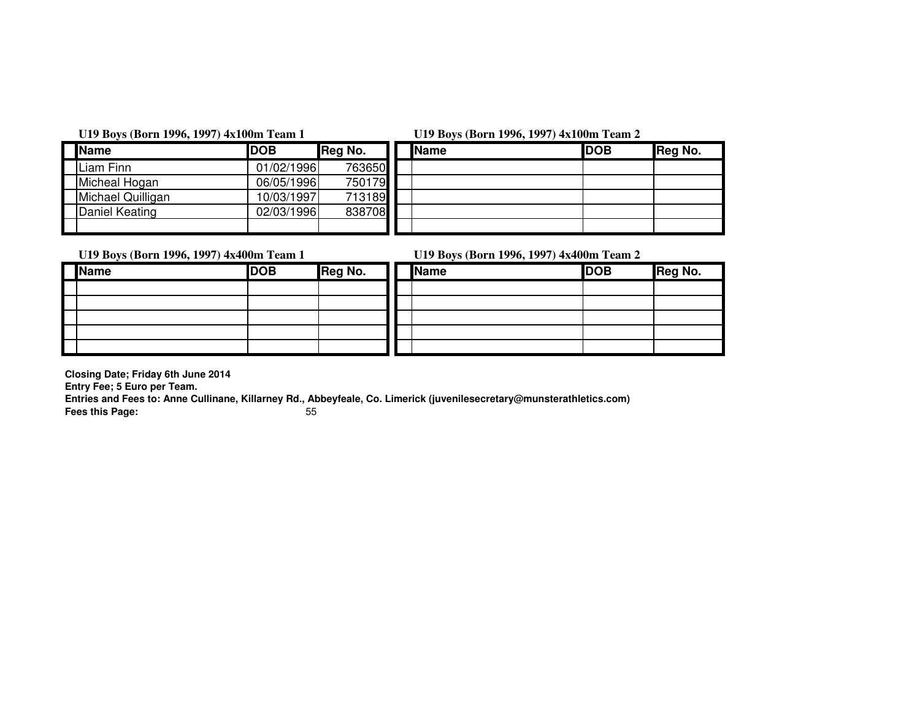**U19 Boys (Born 1996, 1997) 4x100m Team 1**

| | Name | DOB | Reg No. |
|---|---|---|---|
| | Liam Finn | 01/02/1996 | 763650 |
| | Micheal Hogan | 06/05/1996 | 750179 |
| | Michael Quilligan | 10/03/1997 | 713189 |
| | Daniel Keating | 02/03/1996 | 838708 |
| | | | |

**U19 Boys (Born 1996, 1997) 4x100m Team 2**

| | Name | DOB | Reg No. |
|---|---|---|---|
| | | | |
| | | | |
| | | | |
| | | | |
| | | | |

**U19 Boys (Born 1996, 1997) 4x400m Team 1**

| | Name | DOB | Reg No. |
|---|---|---|---|
| | | | |
| | | | |
| | | | |
| | | | |
| | | | |

**U19 Boys (Born 1996, 1997) 4x400m Team 2**

| | Name | DOB | Reg No. |
|---|---|---|---|
| | | | |
| | | | |
| | | | |
| | | | |
| | | | |

**Closing Date; Friday 6th June 2014**

**Entry Fee; 5 Euro per Team.**

**Entries and Fees to: Anne Cullinane, Killarney Rd., Abbeyfeale, Co. Limerick (juvenilesecretary@munsterathletics.com)**

**Fees this Page:** 55